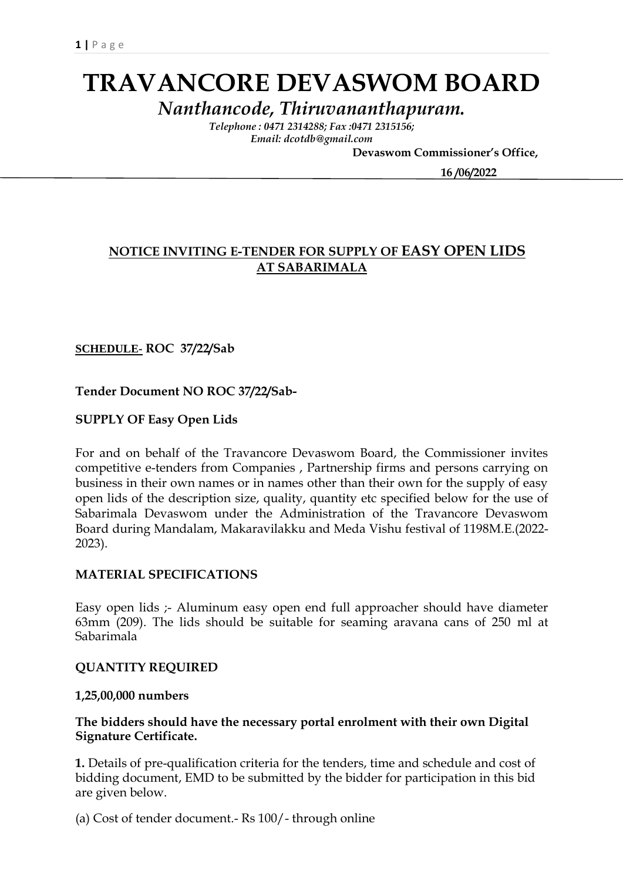# TRAVANCORE DEVASWOM BOARD

*Nanthancode, Thiruvananthapuram.*

*Telephone : 0471 2314288; Fax :0471 2315156;*
*Email: dcotdb@gmail.com*

**Devaswom Commissioner's Office,**

**16 /06/2022**

## NOTICE INVITING E-TENDER FOR SUPPLY OF EASY OPEN LIDS AT SABARIMALA

**SCHEDULE- ROC 37/22/Sab**

**Tender Document NO ROC 37/22/Sab-**

**SUPPLY OF Easy Open Lids**

For and on behalf of the Travancore Devaswom Board, the Commissioner invites competitive e-tenders from Companies , Partnership firms and persons carrying on business in their own names or in names other than their own for the supply of easy open lids of the description size, quality, quantity etc specified below for the use of Sabarimala Devaswom under the Administration of the Travancore Devaswom Board during Mandalam, Makaravilakku and Meda Vishu festival of 1198M.E.(2022-2023).

**MATERIAL SPECIFICATIONS**

Easy open lids ;- Aluminum easy open end full approacher should have diameter 63mm (209). The lids should be suitable for seaming aravana cans of 250 ml at Sabarimala

**QUANTITY REQUIRED**

**1,25,00,000 numbers**

**The bidders should have the necessary portal enrolment with their own Digital Signature Certificate.**

**1.** Details of pre-qualification criteria for the tenders, time and schedule and cost of bidding document, EMD to be submitted by the bidder for participation in this bid are given below.

(a) Cost of tender document.- Rs 100/- through online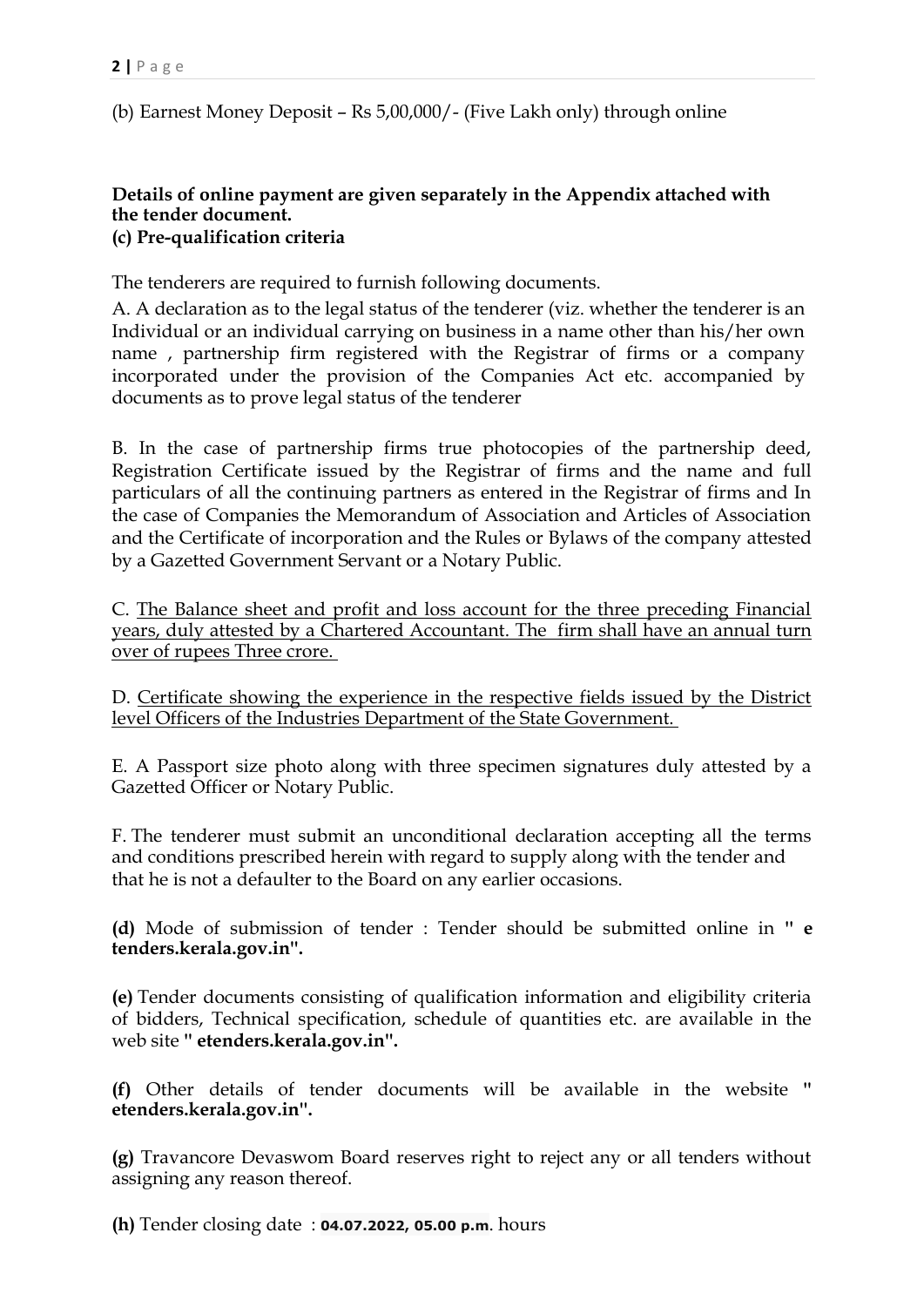(b) Earnest Money Deposit – Rs 5,00,000/- (Five Lakh only) through online

**Details of online payment are given separately in the Appendix attached with the tender document.**
**(c) Pre-qualification criteria**

The tenderers are required to furnish following documents.

A. A declaration as to the legal status of the tenderer (viz. whether the tenderer is an Individual or an individual carrying on business in a name other than his/her own name , partnership firm registered with the Registrar of firms or a company incorporated under the provision of the Companies Act etc. accompanied by documents as to prove legal status of the tenderer

B. In the case of partnership firms true photocopies of the partnership deed, Registration Certificate issued by the Registrar of firms and the name and full particulars of all the continuing partners as entered in the Registrar of firms and In the case of Companies the Memorandum of Association and Articles of Association and the Certificate of incorporation and the Rules or Bylaws of the company attested by a Gazetted Government Servant or a Notary Public.

C. The Balance sheet and profit and loss account for the three preceding Financial years, duly attested by a Chartered Accountant. The firm shall have an annual turn over of rupees Three crore.

D. Certificate showing the experience in the respective fields issued by the District level Officers of the Industries Department of the State Government.

E. A Passport size photo along with three specimen signatures duly attested by a Gazetted Officer or Notary Public.

F. The tenderer must submit an unconditional declaration accepting all the terms and conditions prescribed herein with regard to supply along with the tender and that he is not a defaulter to the Board on any earlier occasions.

**(d)** Mode of submission of tender : Tender should be submitted online in **" e tenders.kerala.gov.in".**

**(e)** Tender documents consisting of qualification information and eligibility criteria of bidders, Technical specification, schedule of quantities etc. are available in the web site **" etenders.kerala.gov.in".**

**(f)** Other details of tender documents will be available in the website **" etenders.kerala.gov.in".**

**(g)** Travancore Devaswom Board reserves right to reject any or all tenders without assigning any reason thereof.

**(h)** Tender closing date : **04.07.2022, 05.00 p.m**. hours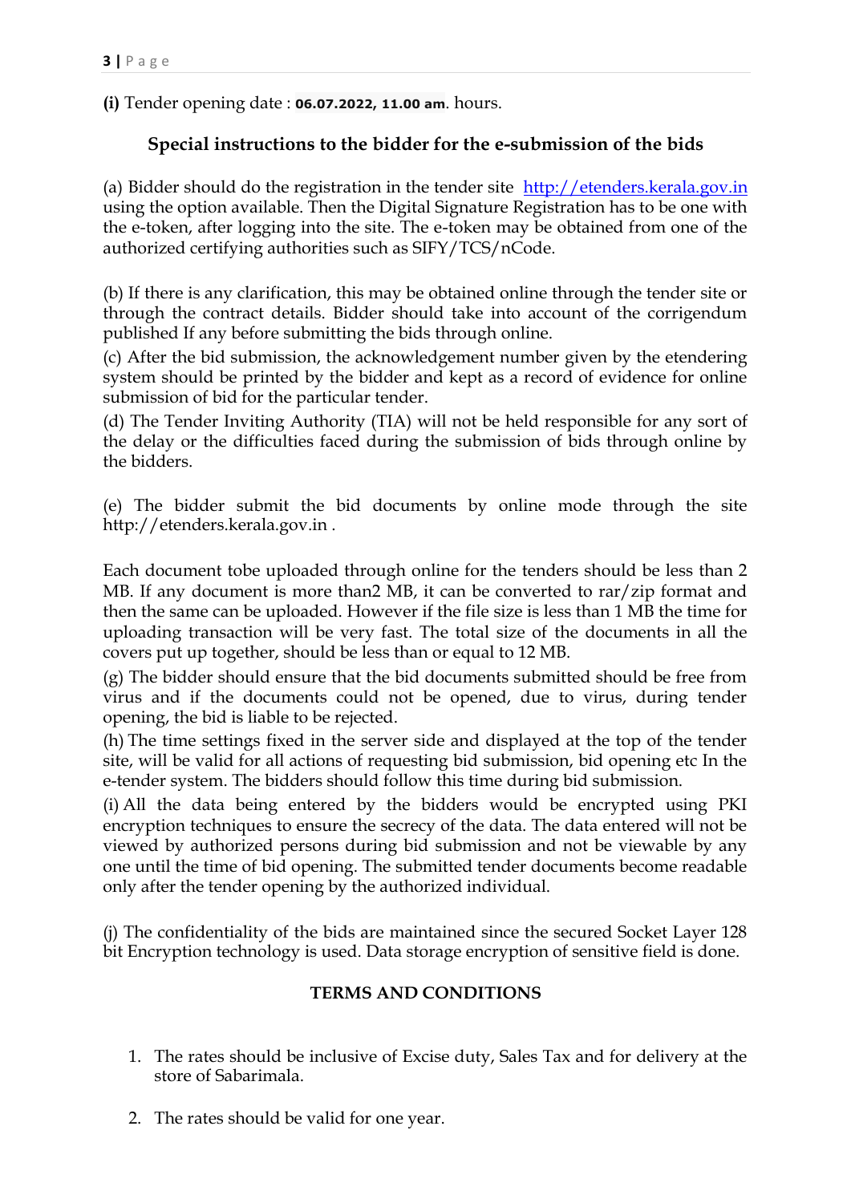**(i)** Tender opening date : **06.07.2022, 11.00 am**. hours.

## Special instructions to the bidder for the e-submission of the bids

(a) Bidder should do the registration in the tender site http://etenders.kerala.gov.in using the option available. Then the Digital Signature Registration has to be one with the e-token, after logging into the site. The e-token may be obtained from one of the authorized certifying authorities such as SIFY/TCS/nCode.

(b) If there is any clarification, this may be obtained online through the tender site or through the contract details. Bidder should take into account of the corrigendum published If any before submitting the bids through online.

(c) After the bid submission, the acknowledgement number given by the etendering system should be printed by the bidder and kept as a record of evidence for online submission of bid for the particular tender.

(d) The Tender Inviting Authority (TIA) will not be held responsible for any sort of the delay or the difficulties faced during the submission of bids through online by the bidders.

(e) The bidder submit the bid documents by online mode through the site http://etenders.kerala.gov.in .

Each document tobe uploaded through online for the tenders should be less than 2 MB. If any document is more than2 MB, it can be converted to rar/zip format and then the same can be uploaded. However if the file size is less than 1 MB the time for uploading transaction will be very fast. The total size of the documents in all the covers put up together, should be less than or equal to 12 MB.

(g) The bidder should ensure that the bid documents submitted should be free from virus and if the documents could not be opened, due to virus, during tender opening, the bid is liable to be rejected.

(h) The time settings fixed in the server side and displayed at the top of the tender site, will be valid for all actions of requesting bid submission, bid opening etc In the e-tender system. The bidders should follow this time during bid submission.

(i) All the data being entered by the bidders would be encrypted using PKI encryption techniques to ensure the secrecy of the data. The data entered will not be viewed by authorized persons during bid submission and not be viewable by any one until the time of bid opening. The submitted tender documents become readable only after the tender opening by the authorized individual.

(j) The confidentiality of the bids are maintained since the secured Socket Layer 128 bit Encryption technology is used. Data storage encryption of sensitive field is done.

## TERMS AND CONDITIONS

1. The rates should be inclusive of Excise duty, Sales Tax and for delivery at the store of Sabarimala.

2. The rates should be valid for one year.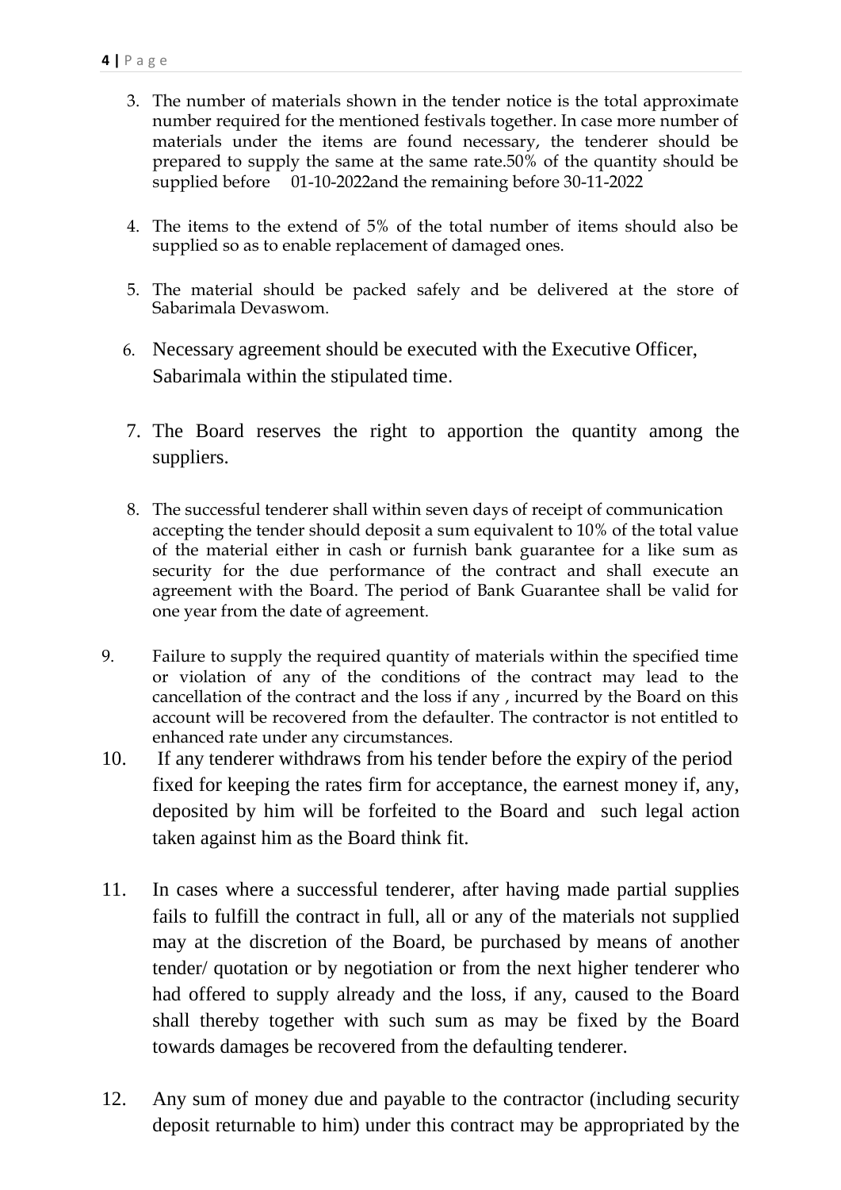3. The number of materials shown in the tender notice is the total approximate number required for the mentioned festivals together. In case more number of materials under the items are found necessary, the tenderer should be prepared to supply the same at the same rate.50% of the quantity should be supplied before 01-10-2022and the remaining before 30-11-2022

4. The items to the extend of 5% of the total number of items should also be supplied so as to enable replacement of damaged ones.

5. The material should be packed safely and be delivered at the store of Sabarimala Devaswom.

6. Necessary agreement should be executed with the Executive Officer, Sabarimala within the stipulated time.

7. The Board reserves the right to apportion the quantity among the suppliers.

8. The successful tenderer shall within seven days of receipt of communication accepting the tender should deposit a sum equivalent to 10% of the total value of the material either in cash or furnish bank guarantee for a like sum as security for the due performance of the contract and shall execute an agreement with the Board. The period of Bank Guarantee shall be valid for one year from the date of agreement.

9. Failure to supply the required quantity of materials within the specified time or violation of any of the conditions of the contract may lead to the cancellation of the contract and the loss if any , incurred by the Board on this account will be recovered from the defaulter. The contractor is not entitled to enhanced rate under any circumstances.

10. If any tenderer withdraws from his tender before the expiry of the period fixed for keeping the rates firm for acceptance, the earnest money if, any, deposited by him will be forfeited to the Board and such legal action taken against him as the Board think fit.

11. In cases where a successful tenderer, after having made partial supplies fails to fulfill the contract in full, all or any of the materials not supplied may at the discretion of the Board, be purchased by means of another tender/ quotation or by negotiation or from the next higher tenderer who had offered to supply already and the loss, if any, caused to the Board shall thereby together with such sum as may be fixed by the Board towards damages be recovered from the defaulting tenderer.

12. Any sum of money due and payable to the contractor (including security deposit returnable to him) under this contract may be appropriated by the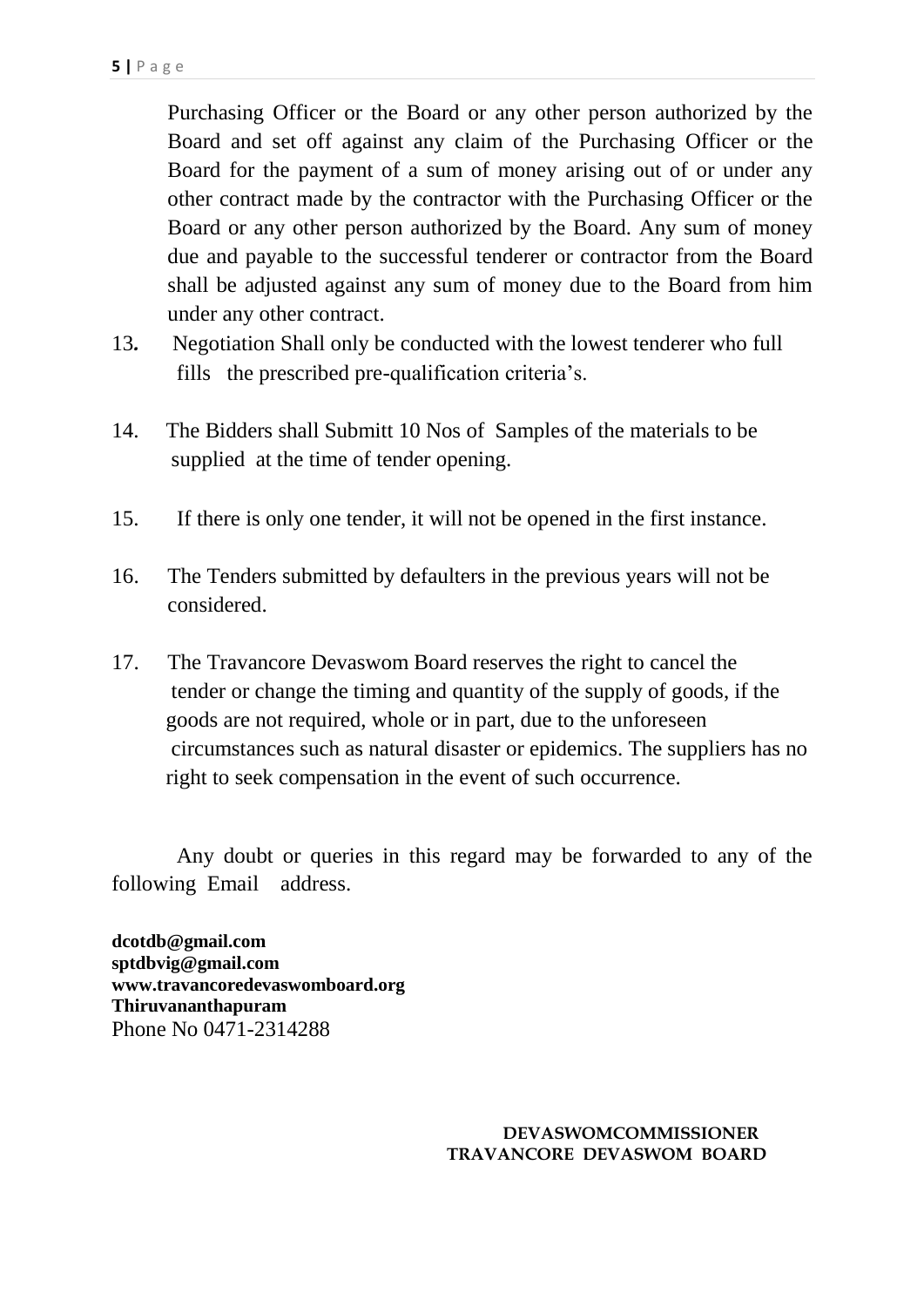Purchasing Officer or the Board or any other person authorized by the Board and set off against any claim of the Purchasing Officer or the Board for the payment of a sum of money arising out of or under any other contract made by the contractor with the Purchasing Officer or the Board or any other person authorized by the Board. Any sum of money due and payable to the successful tenderer or contractor from the Board shall be adjusted against any sum of money due to the Board from him under any other contract.

13. Negotiation Shall only be conducted with the lowest tenderer who full fills the prescribed pre-qualification criteria's.

14. The Bidders shall Submitt 10 Nos of Samples of the materials to be supplied at the time of tender opening.

15. If there is only one tender, it will not be opened in the first instance.

16. The Tenders submitted by defaulters in the previous years will not be considered.

17. The Travancore Devaswom Board reserves the right to cancel the tender or change the timing and quantity of the supply of goods, if the goods are not required, whole or in part, due to the unforeseen circumstances such as natural disaster or epidemics. The suppliers has no right to seek compensation in the event of such occurrence.

Any doubt or queries in this regard may be forwarded to any of the following Email address.

**dcotdb@gmail.com**
**sptdbvig@gmail.com**
**www.travancoredevaswomboard.org**
**Thiruvananthapuram**
Phone No 0471-2314288

**DEVASWOMCOMMISSIONER**
**TRAVANCORE DEVASWOM BOARD**